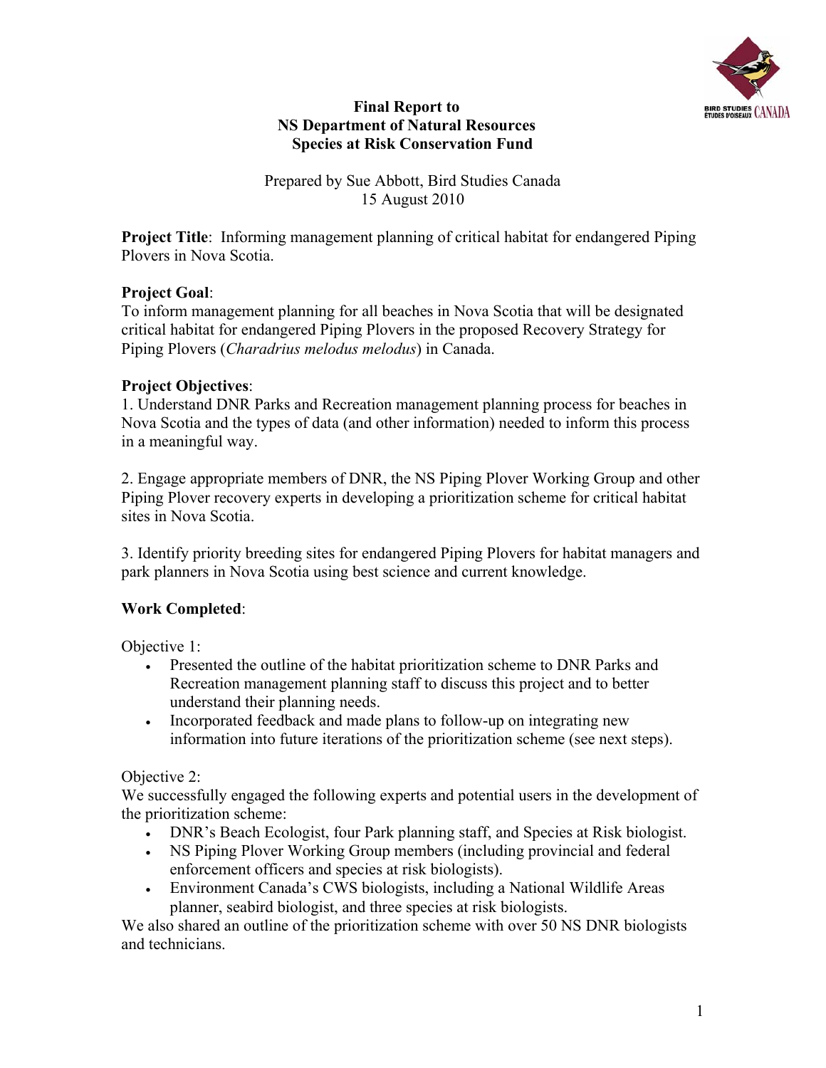# Final Report to
# NS Department of Natural Resources
# Species at Risk Conservation Fund

Prepared by Sue Abbott, Bird Studies Canada
15 August 2010

**Project Title**: Informing management planning of critical habitat for endangered Piping Plovers in Nova Scotia.

**Project Goal**:
To inform management planning for all beaches in Nova Scotia that will be designated critical habitat for endangered Piping Plovers in the proposed Recovery Strategy for Piping Plovers (*Charadrius melodus melodus*) in Canada.

**Project Objectives**:
1. Understand DNR Parks and Recreation management planning process for beaches in Nova Scotia and the types of data (and other information) needed to inform this process in a meaningful way.

2. Engage appropriate members of DNR, the NS Piping Plover Working Group and other Piping Plover recovery experts in developing a prioritization scheme for critical habitat sites in Nova Scotia.

3. Identify priority breeding sites for endangered Piping Plovers for habitat managers and park planners in Nova Scotia using best science and current knowledge.

**Work Completed**:

Objective 1:

- Presented the outline of the habitat prioritization scheme to DNR Parks and Recreation management planning staff to discuss this project and to better understand their planning needs.
- Incorporated feedback and made plans to follow-up on integrating new information into future iterations of the prioritization scheme (see next steps).

Objective 2:
We successfully engaged the following experts and potential users in the development of the prioritization scheme:

- DNR's Beach Ecologist, four Park planning staff, and Species at Risk biologist.
- NS Piping Plover Working Group members (including provincial and federal enforcement officers and species at risk biologists).
- Environment Canada's CWS biologists, including a National Wildlife Areas planner, seabird biologist, and three species at risk biologists.

We also shared an outline of the prioritization scheme with over 50 NS DNR biologists and technicians.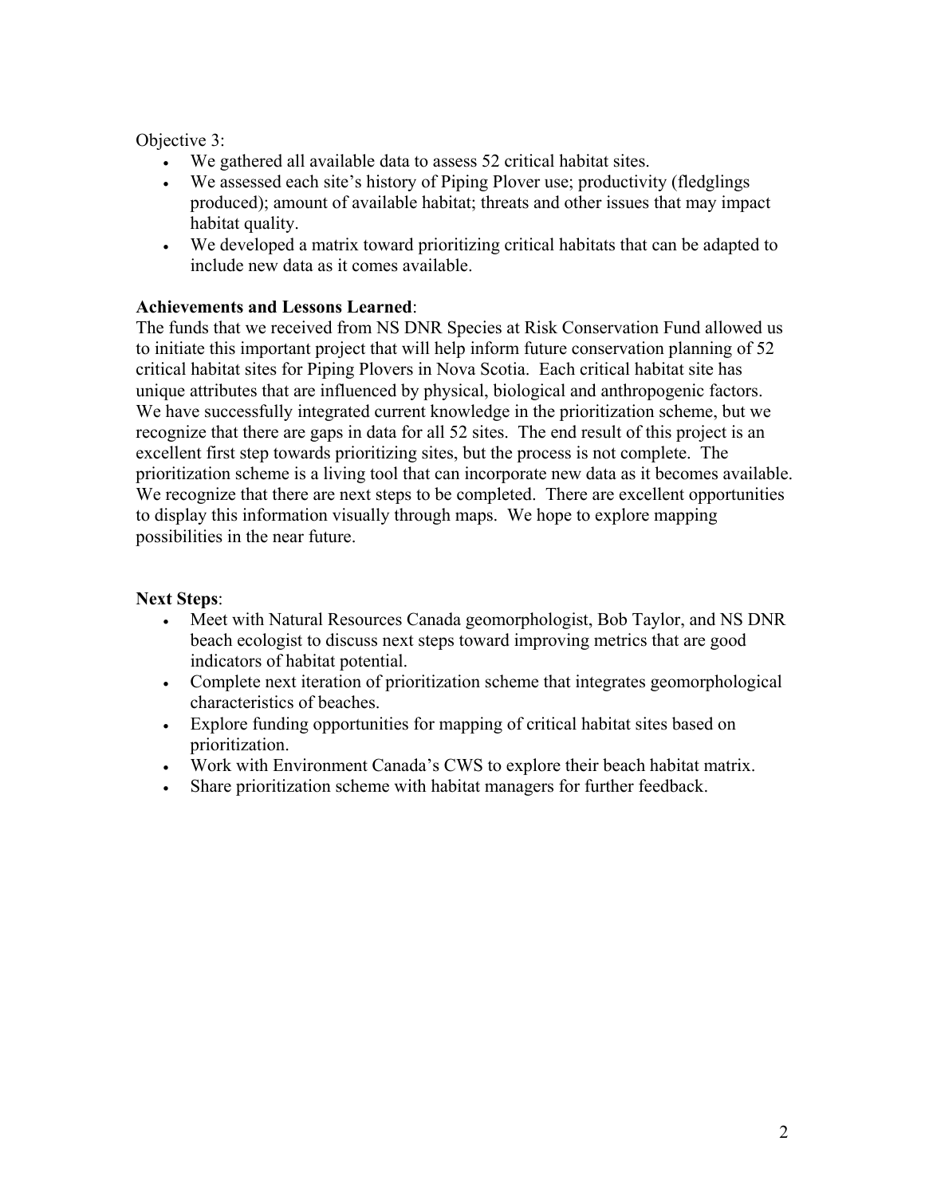Objective 3:

- We gathered all available data to assess 52 critical habitat sites.
- We assessed each site's history of Piping Plover use; productivity (fledglings produced); amount of available habitat; threats and other issues that may impact habitat quality.
- We developed a matrix toward prioritizing critical habitats that can be adapted to include new data as it comes available.

**Achievements and Lessons Learned**:

The funds that we received from NS DNR Species at Risk Conservation Fund allowed us to initiate this important project that will help inform future conservation planning of 52 critical habitat sites for Piping Plovers in Nova Scotia. Each critical habitat site has unique attributes that are influenced by physical, biological and anthropogenic factors. We have successfully integrated current knowledge in the prioritization scheme, but we recognize that there are gaps in data for all 52 sites. The end result of this project is an excellent first step towards prioritizing sites, but the process is not complete. The prioritization scheme is a living tool that can incorporate new data as it becomes available. We recognize that there are next steps to be completed. There are excellent opportunities to display this information visually through maps. We hope to explore mapping possibilities in the near future.

**Next Steps**:

- Meet with Natural Resources Canada geomorphologist, Bob Taylor, and NS DNR beach ecologist to discuss next steps toward improving metrics that are good indicators of habitat potential.
- Complete next iteration of prioritization scheme that integrates geomorphological characteristics of beaches.
- Explore funding opportunities for mapping of critical habitat sites based on prioritization.
- Work with Environment Canada's CWS to explore their beach habitat matrix.
- Share prioritization scheme with habitat managers for further feedback.